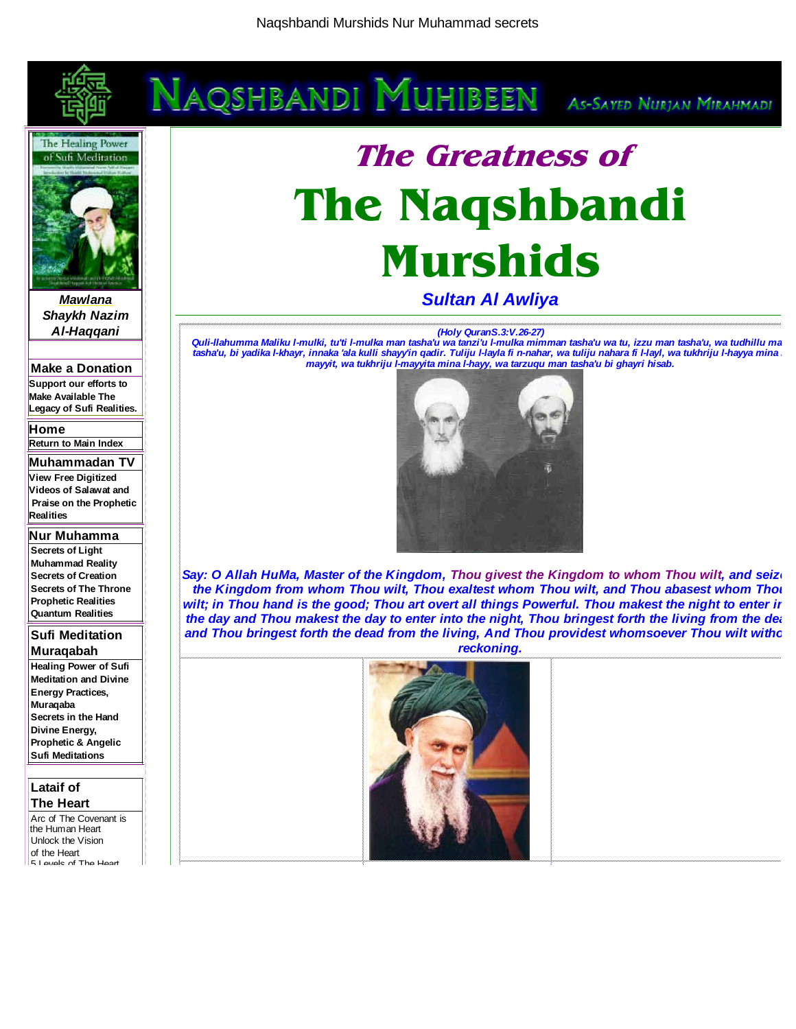# The Greatness of The Naqshbandi Murshids

## Sultan Al Awliya

*(Holy QuranS.3:V.26-27)*

*Quli-llahumma Maliku l-mulki, tu'ti l-mulka man tasha'u wa tanzi'u l-mulka mimman tasha'u wa tu, izzu man tasha'u, wa tudhillu ma tasha'u, bi yadika l-khayr, innaka 'ala kulli shayy'in qadir. Tuliju l-layla fi n-nahar, wa tuliju nahara fi l-layl, wa tukhriju l-hayya mina mayyit, wa tukhriju l-mayyita mina l-hayy, wa tarzuqu man tasha'u bi ghayri hisab.*

***Say: O Allah HuMa, Master of the Kingdom, Thou givest the Kingdom to whom Thou wilt, and seize the Kingdom from whom Thou wilt, Thou exaltest whom Thou wilt, and Thou abasest whom Thou wilt; in Thou hand is the good; Thou art overt all things Powerful. Thou makest the night to enter in the day and Thou makest the day to enter into the night, Thou bringest forth the living from the dead and Thou bringest forth the dead from the living, And Thou providest whomsoever Thou wilt without reckoning.***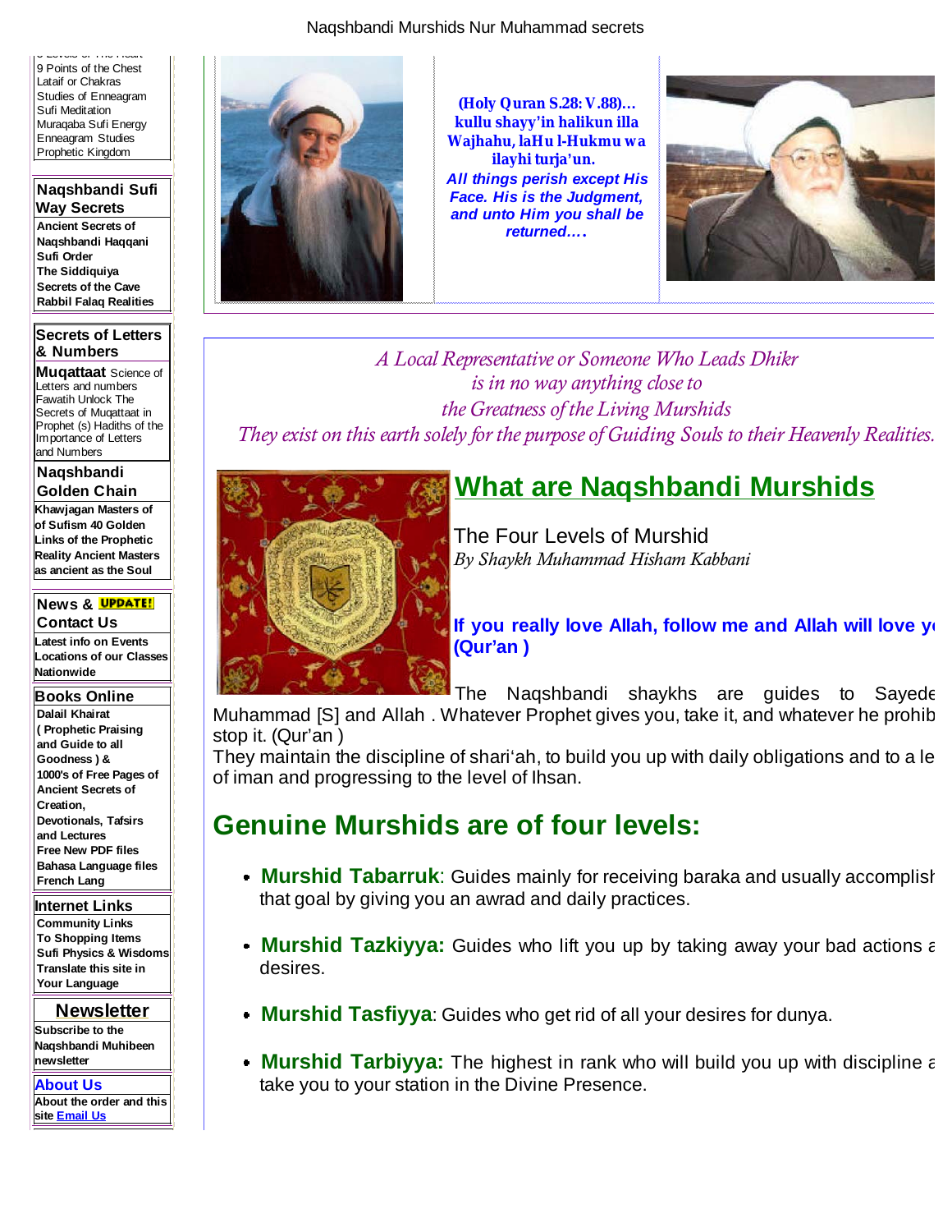9 Points of the Chest
Lataif or Chakras
Studies of Enneagram
Sufi Meditation
Muraqaba Sufi Energy
Enneagram Studies
Prophetic Kingdom

**Naqshbandi Sufi Way Secrets**
**Ancient Secrets of Naqshbandi Haqqani Sufi Order**
**The Siddiquiya**
**Secrets of the Cave**
**Rabbil Falaq Realities**

**Secrets of Letters & Numbers**
**Muqattaat** Science of Letters and numbers
Fawatih Unlock The Secrets of Muqattaat in Prophet (s) Hadiths of the Importance of Letters and Numbers

**Naqshbandi Golden Chain**
**Khawjagan Masters of of Sufism 40 Golden Links of the Prophetic Reality Ancient Masters as ancient as the Soul**

**News & UPDATE! Contact Us**
**Latest info on Events**
**Locations of our Classes Nationwide**

**Books Online**
**Dalail Khairat ( Prophetic Praising and Guide to all Goodness ) &**
**1000's of Free Pages of Ancient Secrets of Creation, Devotionals, Tafsirs and Lectures**
**Free New PDF files**
**Bahasa Language files**
**French Lang**

**Internet Links**
**Community Links**
**To Shopping Items**
**Sufi Physics & Wisdoms**
**Translate this site in Your Language**

**Newsletter**
**Subscribe to the Naqshbandi Muhibeen newsletter**

**About Us**
**About the order and this site Email Us**

**(Holy Quran S.28: V.88)... kullu shayy'in halikun illa Wajhahu, laHu l-Hukmu wa ilayhi turja'un.**
***All things perish except His Face. His is the Judgment, and unto Him you shall be returned....***

*A Local Representative or Someone Who Leads Dhikr*
*is in no way anything close to*
*the Greatness of the Living Murshids*
*They exist on this earth solely for the purpose of Guiding Souls to their Heavenly Realities.*

# What are Naqshbandi Murshids

The Four Levels of Murshid
*By Shaykh Muhammad Hisham Kabbani*

**If you really love Allah, follow me and Allah will love y (Qur'an )**

The Naqshbandi shaykhs are guides to Sayede Muhammad [S] and Allah . Whatever Prophet gives you, take it, and whatever he prohib stop it. (Qur'an )
They maintain the discipline of shari'ah, to build you up with daily obligations and to a le of iman and progressing to the level of Ihsan.

## Genuine Murshids are of four levels:

- **Murshid Tabarruk**: Guides mainly for receiving baraka and usually accomplish that goal by giving you an awrad and daily practices.
- **Murshid Tazkiyya:** Guides who lift you up by taking away your bad actions a desires.
- **Murshid Tasfiyya**: Guides who get rid of all your desires for dunya.
- **Murshid Tarbiyya:** The highest in rank who will build you up with discipline a take you to your station in the Divine Presence.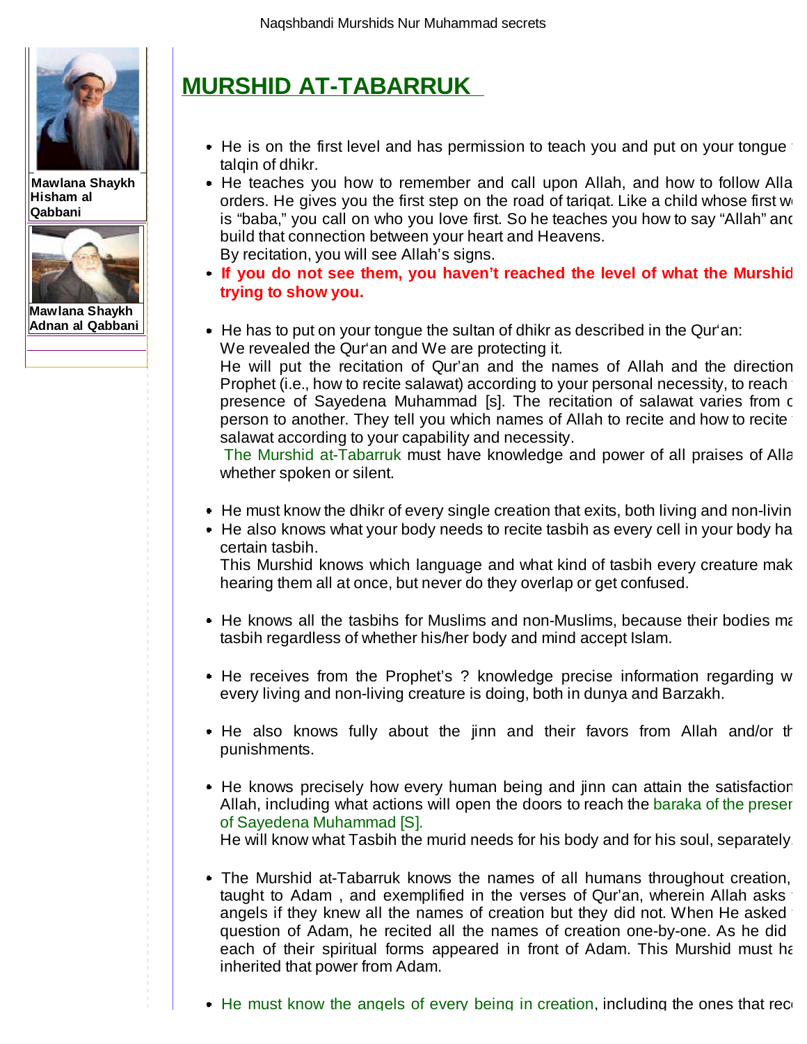Mawlana Shaykh Hisham al Qabbani

Mawlana Shaykh Adnan al Qabbani

## MURSHID AT-TABARRUK

- He is on the first level and has permission to teach you and put on your tongue t talqin of dhikr.
- He teaches you how to remember and call upon Allah, and how to follow Alla orders. He gives you the first step on the road of tariqat. Like a child whose first w is "baba," you call on who you love first. So he teaches you how to say "Allah" and build that connection between your heart and Heavens.
  By recitation, you will see Allah's signs.
- **If you do not see them, you haven't reached the level of what the Murshid trying to show you.**

- He has to put on your tongue the sultan of dhikr as described in the Qur'an:
  We revealed the Qur'an and We are protecting it.
  He will put the recitation of Qur'an and the names of Allah and the direction Prophet (i.e., how to recite salawat) according to your personal necessity, to reach presence of Sayedena Muhammad [s]. The recitation of salawat varies from o person to another. They tell you which names of Allah to recite and how to recite salawat according to your capability and necessity.
  The Murshid at-Tabarruk must have knowledge and power of all praises of Alla whether spoken or silent.

- He must know the dhikr of every single creation that exits, both living and non-livin
- He also knows what your body needs to recite tasbih as every cell in your body ha certain tasbih.
  This Murshid knows which language and what kind of tasbih every creature mak hearing them all at once, but never do they overlap or get confused.

- He knows all the tasbihs for Muslims and non-Muslims, because their bodies ma tasbih regardless of whether his/her body and mind accept Islam.

- He receives from the Prophet's ? knowledge precise information regarding w every living and non-living creature is doing, both in dunya and Barzakh.

- He also knows fully about the jinn and their favors from Allah and/or th punishments.

- He knows precisely how every human being and jinn can attain the satisfaction Allah, including what actions will open the doors to reach the baraka of the preser of Sayedena Muhammad [S].
  He will know what Tasbih the murid needs for his body and for his soul, separately.

- The Murshid at-Tabarruk knows the names of all humans throughout creation, taught to Adam , and exemplified in the verses of Qur'an, wherein Allah asks angels if they knew all the names of creation but they did not. When He asked question of Adam, he recited all the names of creation one-by-one. As he did each of their spiritual forms appeared in front of Adam. This Murshid must ha inherited that power from Adam.

- He must know the angels of every being in creation, including the ones that rec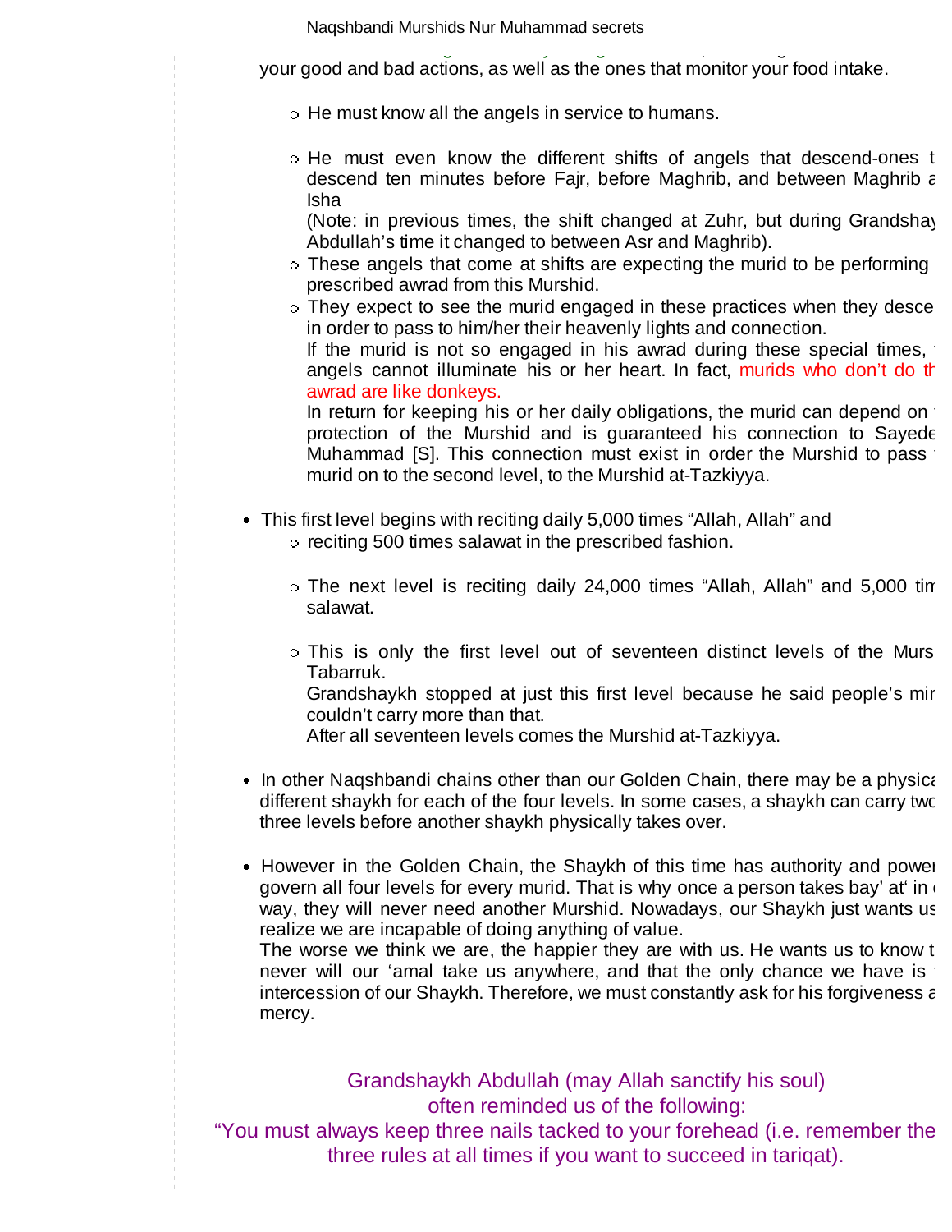your good and bad actions, as well as the ones that monitor your food intake.

- He must know all the angels in service to humans.
- He must even know the different shifts of angels that descend-ones t descend ten minutes before Fajr, before Maghrib, and between Maghrib a Isha
  (Note: in previous times, the shift changed at Zuhr, but during Grandshay Abdullah's time it changed to between Asr and Maghrib).
- These angels that come at shifts are expecting the murid to be performing prescribed awrad from this Murshid.
- They expect to see the murid engaged in these practices when they desce in order to pass to him/her their heavenly lights and connection.
  If the murid is not so engaged in his awrad during these special times, angels cannot illuminate his or her heart. In fact, murids who don't do th awrad are like donkeys.
  In return for keeping his or her daily obligations, the murid can depend on protection of the Murshid and is guaranteed his connection to Sayede Muhammad [S]. This connection must exist in order the Murshid to pass murid on to the second level, to the Murshid at-Tazkiyya.

- This first level begins with reciting daily 5,000 times "Allah, Allah" and
  - reciting 500 times salawat in the prescribed fashion.
  - The next level is reciting daily 24,000 times "Allah, Allah" and 5,000 tim salawat.
  - This is only the first level out of seventeen distinct levels of the Murs Tabarruk.
    Grandshaykh stopped at just this first level because he said people's mi couldn't carry more than that.
    After all seventeen levels comes the Murshid at-Tazkiyya.
- In other Naqshbandi chains other than our Golden Chain, there may be a physica different shaykh for each of the four levels. In some cases, a shaykh can carry two three levels before another shaykh physically takes over.
- However in the Golden Chain, the Shaykh of this time has authority and powe govern all four levels for every murid. That is why once a person takes bay' at' in way, they will never need another Murshid. Nowadays, our Shaykh just wants us realize we are incapable of doing anything of value.
  The worse we think we are, the happier they are with us. He wants us to know t never will our 'amal take us anywhere, and that the only chance we have is intercession of our Shaykh. Therefore, we must constantly ask for his forgiveness a mercy.

Grandshaykh Abdullah (may Allah sanctify his soul)
often reminded us of the following:
"You must always keep three nails tacked to your forehead (i.e. remember the three rules at all times if you want to succeed in tariqat).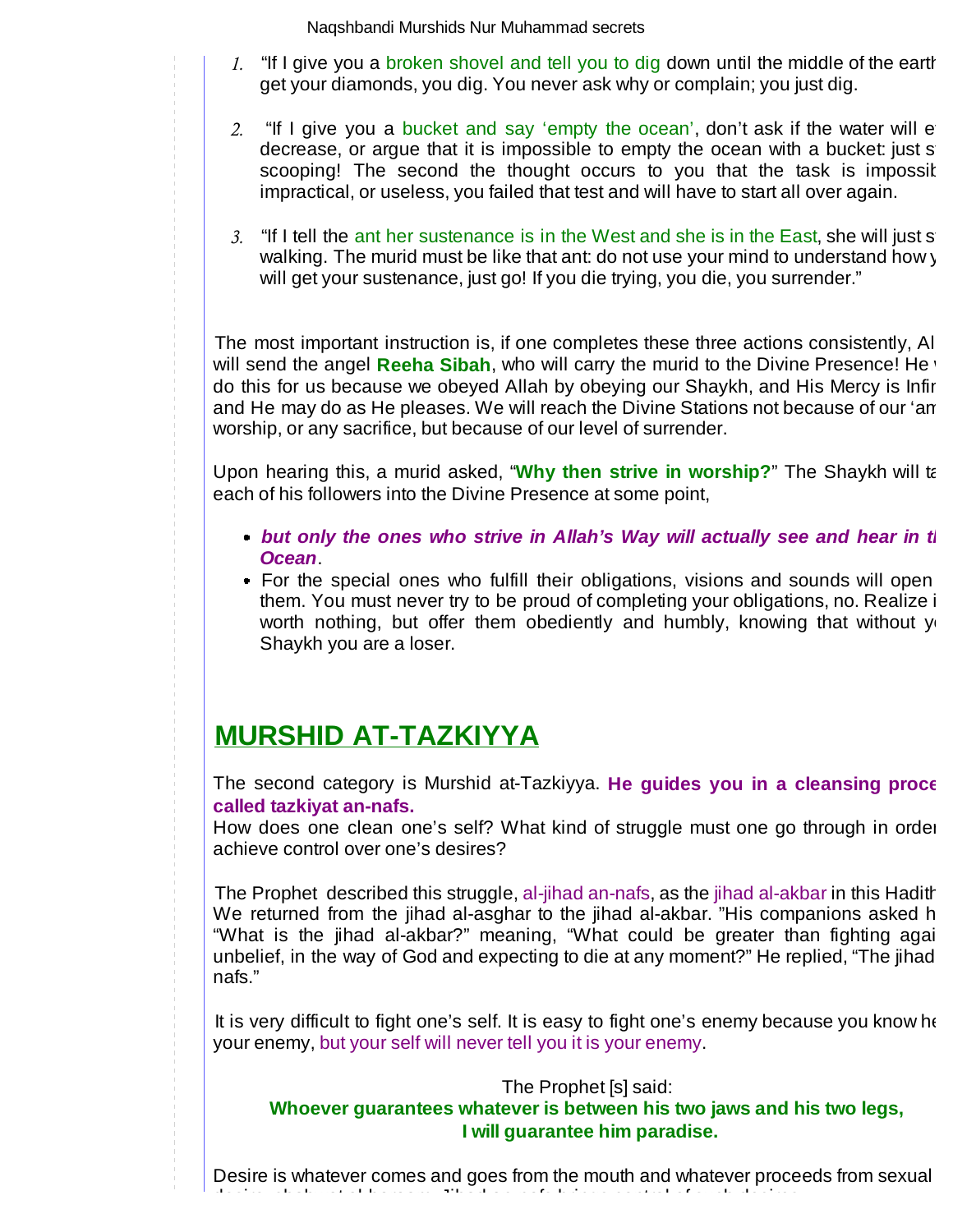1. "If I give you a broken shovel and tell you to dig down until the middle of the earth get your diamonds, you dig. You never ask why or complain; you just dig.

2. "If I give you a bucket and say 'empty the ocean', don't ask if the water will e decrease, or argue that it is impossible to empty the ocean with a bucket: just s scooping! The second the thought occurs to you that the task is impossib impractical, or useless, you failed that test and will have to start all over again.

3. "If I tell the ant her sustenance is in the West and she is in the East, she will just s walking. The murid must be like that ant: do not use your mind to understand how y will get your sustenance, just go! If you die trying, you die, you surrender."

The most important instruction is, if one completes these three actions consistently, Al will send the angel **Reeha Sibah**, who will carry the murid to the Divine Presence! He do this for us because we obeyed Allah by obeying our Shaykh, and His Mercy is Infin and He may do as He pleases. We will reach the Divine Stations not because of our 'am worship, or any sacrifice, but because of our level of surrender.

Upon hearing this, a murid asked, "**Why then strive in worship?**" The Shaykh will ta each of his followers into the Divine Presence at some point,

- ***but only the ones who strive in Allah's Way will actually see and hear in th Ocean***.
- For the special ones who fulfill their obligations, visions and sounds will open them. You must never try to be proud of completing your obligations, no. Realize i worth nothing, but offer them obediently and humbly, knowing that without yo Shaykh you are a loser.

## MURSHID AT-TAZKIYYA

The second category is Murshid at-Tazkiyya. **He guides you in a cleansing proce called tazkiyat an-nafs.**
How does one clean one's self? What kind of struggle must one go through in order achieve control over one's desires?

The Prophet described this struggle, al-jihad an-nafs, as the jihad al-akbar in this Hadith We returned from the jihad al-asghar to the jihad al-akbar. "His companions asked h "What is the jihad al-akbar?" meaning, "What could be greater than fighting agai unbelief, in the way of God and expecting to die at any moment?" He replied, "The jihad nafs."

It is very difficult to fight one's self. It is easy to fight one's enemy because you know he your enemy, but your self will never tell you it is your enemy.

The Prophet [s] said:
**Whoever guarantees whatever is between his two jaws and his two legs, I will guarantee him paradise.**

Desire is whatever comes and goes from the mouth and whatever proceeds from sexual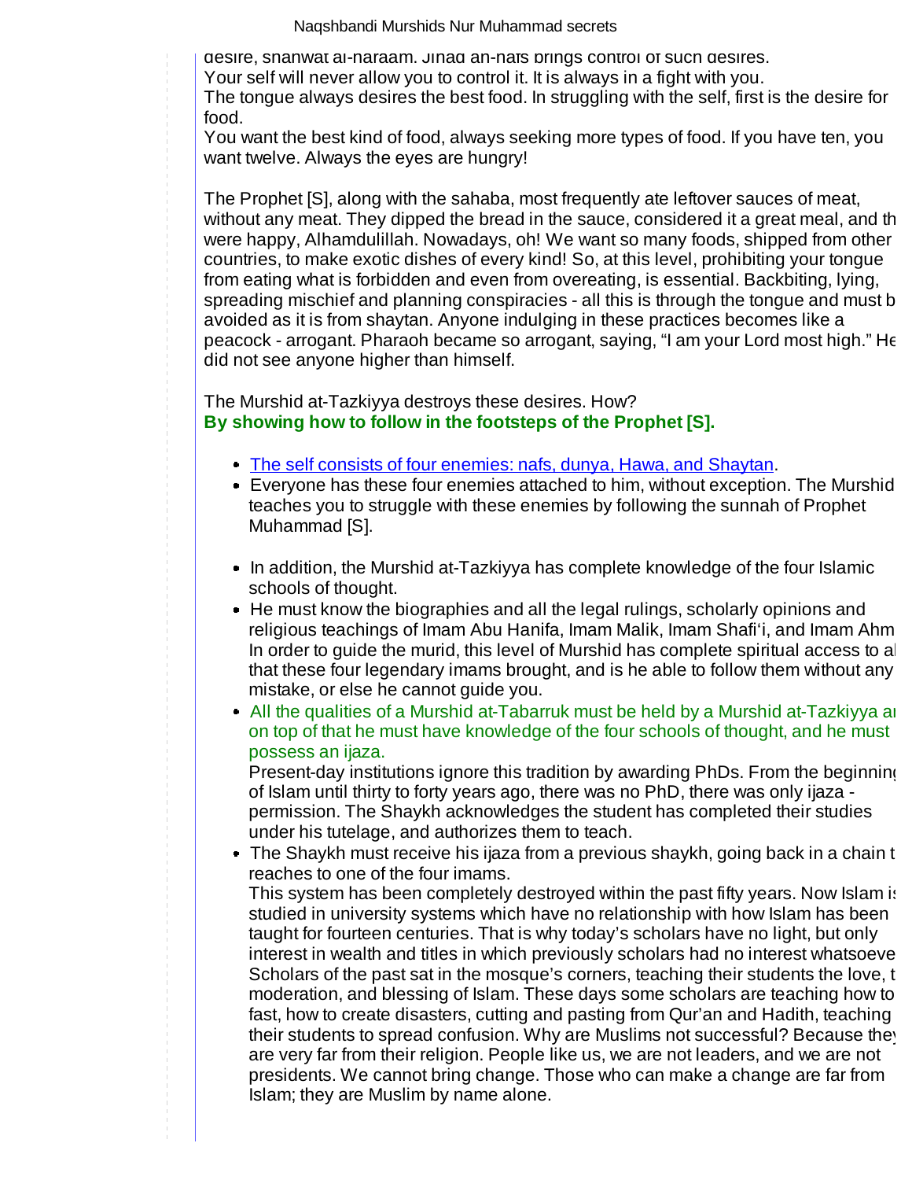desire, shahwat al-haraam. Jihad an-nafs brings control of such desires.
Your self will never allow you to control it. It is always in a fight with you.
The tongue always desires the best food. In struggling with the self, first is the desire for food.
You want the best kind of food, always seeking more types of food. If you have ten, you want twelve. Always the eyes are hungry!

The Prophet [S], along with the sahaba, most frequently ate leftover sauces of meat, without any meat. They dipped the bread in the sauce, considered it a great meal, and th were happy, Alhamdulillah. Nowadays, oh! We want so many foods, shipped from other countries, to make exotic dishes of every kind! So, at this level, prohibiting your tongue from eating what is forbidden and even from overeating, is essential. Backbiting, lying, spreading mischief and planning conspiracies - all this is through the tongue and must b avoided as it is from shaytan. Anyone indulging in these practices becomes like a peacock - arrogant. Pharaoh became so arrogant, saying, "I am your Lord most high." He did not see anyone higher than himself.

The Murshid at-Tazkiyya destroys these desires. How?
**By showing how to follow in the footsteps of the Prophet [S].**

- The self consists of four enemies: nafs, dunya, Hawa, and Shaytan.
- Everyone has these four enemies attached to him, without exception. The Murshid teaches you to struggle with these enemies by following the sunnah of Prophet Muhammad [S].

- In addition, the Murshid at-Tazkiyya has complete knowledge of the four Islamic schools of thought.
- He must know the biographies and all the legal rulings, scholarly opinions and religious teachings of Imam Abu Hanifa, Imam Malik, Imam Shafi'i, and Imam Ahm In order to guide the murid, this level of Murshid has complete spiritual access to al that these four legendary imams brought, and is he able to follow them without any mistake, or else he cannot guide you.
- All the qualities of a Murshid at-Tabarruk must be held by a Murshid at-Tazkiyya ar on top of that he must have knowledge of the four schools of thought, and he must possess an ijaza.
  Present-day institutions ignore this tradition by awarding PhDs. From the beginning of Islam until thirty to forty years ago, there was no PhD, there was only ijaza - permission. The Shaykh acknowledges the student has completed their studies under his tutelage, and authorizes them to teach.
- The Shaykh must receive his ijaza from a previous shaykh, going back in a chain t reaches to one of the four imams.
  This system has been completely destroyed within the past fifty years. Now Islam is studied in university systems which have no relationship with how Islam has been taught for fourteen centuries. That is why today's scholars have no light, but only interest in wealth and titles in which previously scholars had no interest whatsoeve Scholars of the past sat in the mosque's corners, teaching their students the love, t moderation, and blessing of Islam. These days some scholars are teaching how to fast, how to create disasters, cutting and pasting from Qur'an and Hadith, teaching their students to spread confusion. Why are Muslims not successful? Because they are very far from their religion. People like us, we are not leaders, and we are not presidents. We cannot bring change. Those who can make a change are far from Islam; they are Muslim by name alone.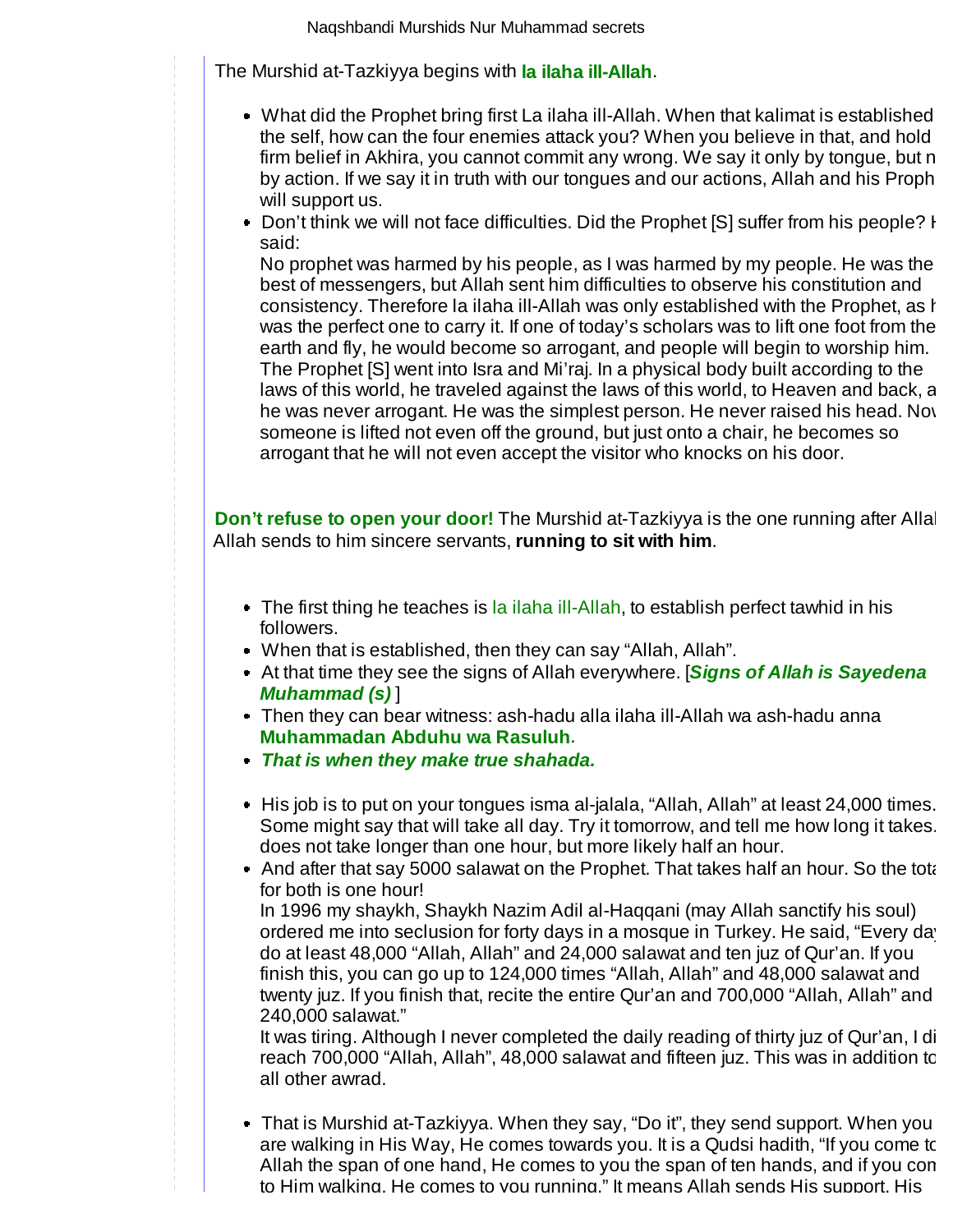The Murshid at-Tazkiyya begins with **la ilaha ill-Allah**.

- What did the Prophet bring first La ilaha ill-Allah. When that kalimat is established the self, how can the four enemies attack you? When you believe in that, and hold firm belief in Akhira, you cannot commit any wrong. We say it only by tongue, but n by action. If we say it in truth with our tongues and our actions, Allah and his Proph will support us.
- Don't think we will not face difficulties. Did the Prophet [S] suffer from his people? H said:
  No prophet was harmed by his people, as I was harmed by my people. He was the best of messengers, but Allah sent him difficulties to observe his constitution and consistency. Therefore la ilaha ill-Allah was only established with the Prophet, as h was the perfect one to carry it. If one of today's scholars was to lift one foot from the earth and fly, he would become so arrogant, and people will begin to worship him. The Prophet [S] went into Isra and Mi'raj. In a physical body built according to the laws of this world, he traveled against the laws of this world, to Heaven and back, a he was never arrogant. He was the simplest person. He never raised his head. Nov someone is lifted not even off the ground, but just onto a chair, he becomes so arrogant that he will not even accept the visitor who knocks on his door.

**Don't refuse to open your door!** The Murshid at-Tazkiyya is the one running after Allal Allah sends to him sincere servants, **running to sit with him**.

- The first thing he teaches is la ilaha ill-Allah, to establish perfect tawhid in his followers.
- When that is established, then they can say "Allah, Allah".
- At that time they see the signs of Allah everywhere. [***Signs of Allah is Sayedena Muhammad (s)*** ]
- Then they can bear witness: ash-hadu alla ilaha ill-Allah wa ash-hadu anna **Muhammadan Abduhu wa Rasuluh**.
- ***That is when they make true shahada.***

- His job is to put on your tongues isma al-jalala, "Allah, Allah" at least 24,000 times. Some might say that will take all day. Try it tomorrow, and tell me how long it takes. does not take longer than one hour, but more likely half an hour.
- And after that say 5000 salawat on the Prophet. That takes half an hour. So the tota for both is one hour!
  In 1996 my shaykh, Shaykh Nazim Adil al-Haqqani (may Allah sanctify his soul) ordered me into seclusion for forty days in a mosque in Turkey. He said, "Every day do at least 48,000 "Allah, Allah" and 24,000 salawat and ten juz of Qur'an. If you finish this, you can go up to 124,000 times "Allah, Allah" and 48,000 salawat and twenty juz. If you finish that, recite the entire Qur'an and 700,000 "Allah, Allah" and 240,000 salawat."
  It was tiring. Although I never completed the daily reading of thirty juz of Qur'an, I di reach 700,000 "Allah, Allah", 48,000 salawat and fifteen juz. This was in addition to all other awrad.

- That is Murshid at-Tazkiyya. When they say, "Do it", they send support. When you are walking in His Way, He comes towards you. It is a Qudsi hadith, "If you come to Allah the span of one hand, He comes to you the span of ten hands, and if you con to Him walking, He comes to you running." It means Allah sends His support. His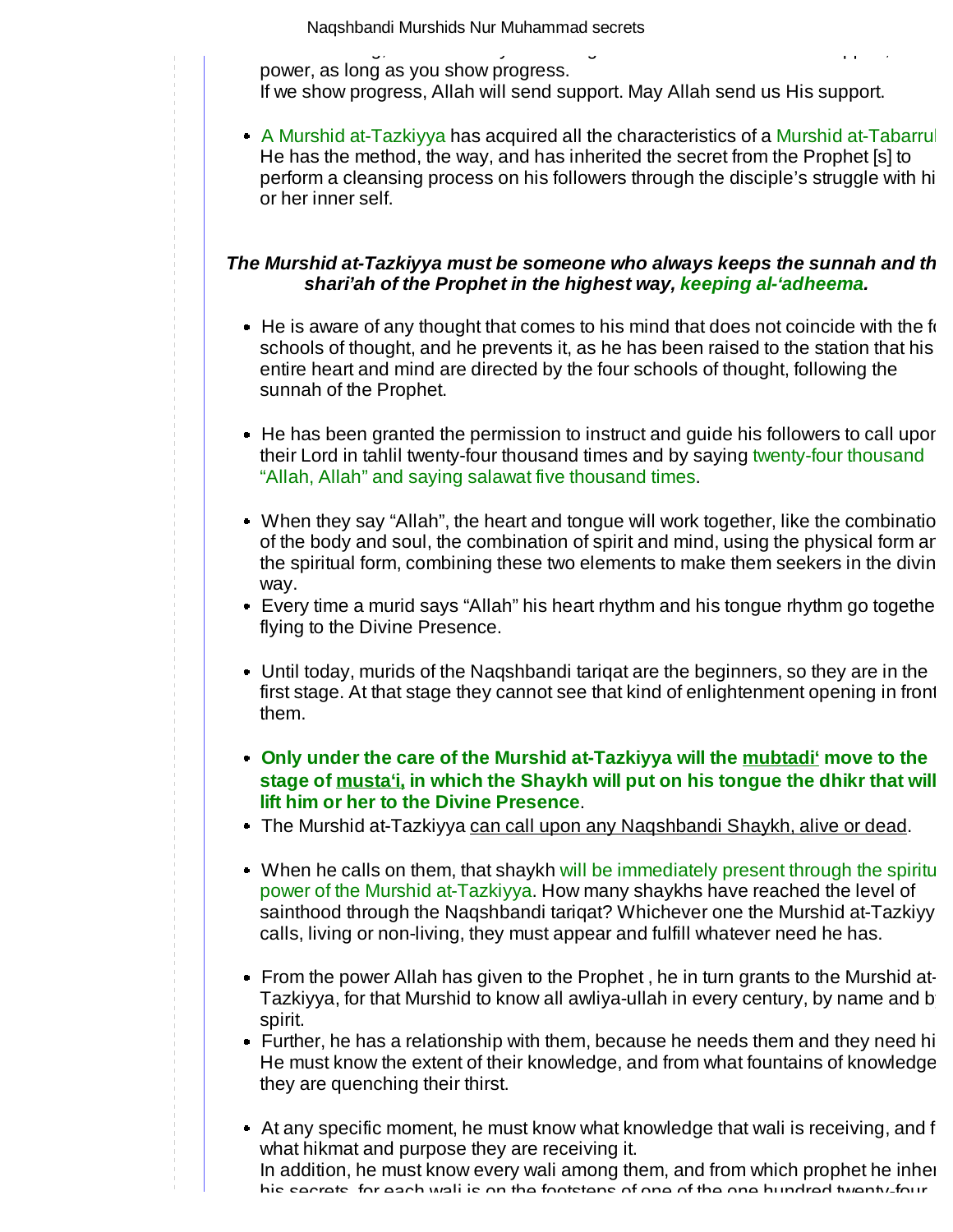power, as long as you show progress.
If we show progress, Allah will send support. May Allah send us His support.

- A Murshid at-Tazkiyya has acquired all the characteristics of a Murshid at-Tabarruk. He has the method, the way, and has inherited the secret from the Prophet [s] to perform a cleansing process on his followers through the disciple's struggle with his or her inner self.

***The Murshid at-Tazkiyya must be someone who always keeps the sunnah and the shari'ah of the Prophet in the highest way, keeping al-'adheema.***

- He is aware of any thought that comes to his mind that does not coincide with the four schools of thought, and he prevents it, as he has been raised to the station that his entire heart and mind are directed by the four schools of thought, following the sunnah of the Prophet.

- He has been granted the permission to instruct and guide his followers to call upon their Lord in tahlil twenty-four thousand times and by saying twenty-four thousand "Allah, Allah" and saying salawat five thousand times.

- When they say "Allah", the heart and tongue will work together, like the combination of the body and soul, the combination of spirit and mind, using the physical form and the spiritual form, combining these two elements to make them seekers in the divine way.
- Every time a murid says "Allah" his heart rhythm and his tongue rhythm go together flying to the Divine Presence.

- Until today, murids of the Naqshbandi tariqat are the beginners, so they are in the first stage. At that stage they cannot see that kind of enlightenment opening in front of them.

- **Only under the care of the Murshid at-Tazkiyya will the mubtadi' move to the stage of musta'i, in which the Shaykh will put on his tongue the dhikr that will lift him or her to the Divine Presence**.
- The Murshid at-Tazkiyya can call upon any Naqshbandi Shaykh, alive or dead.

- When he calls on them, that shaykh will be immediately present through the spiritual power of the Murshid at-Tazkiyya. How many shaykhs have reached the level of sainthood through the Naqshbandi tariqat? Whichever one the Murshid at-Tazkiyya calls, living or non-living, they must appear and fulfill whatever need he has.

- From the power Allah has given to the Prophet , he in turn grants to the Murshid at-Tazkiyya, for that Murshid to know all awliya-ullah in every century, by name and by spirit.
- Further, he has a relationship with them, because he needs them and they need him. He must know the extent of their knowledge, and from what fountains of knowledge they are quenching their thirst.

- At any specific moment, he must know what knowledge that wali is receiving, and for what hikmat and purpose they are receiving it.
In addition, he must know every wali among them, and from which prophet he inherits his secrets, for each wali is on the footsteps of one of the one hundred twenty-four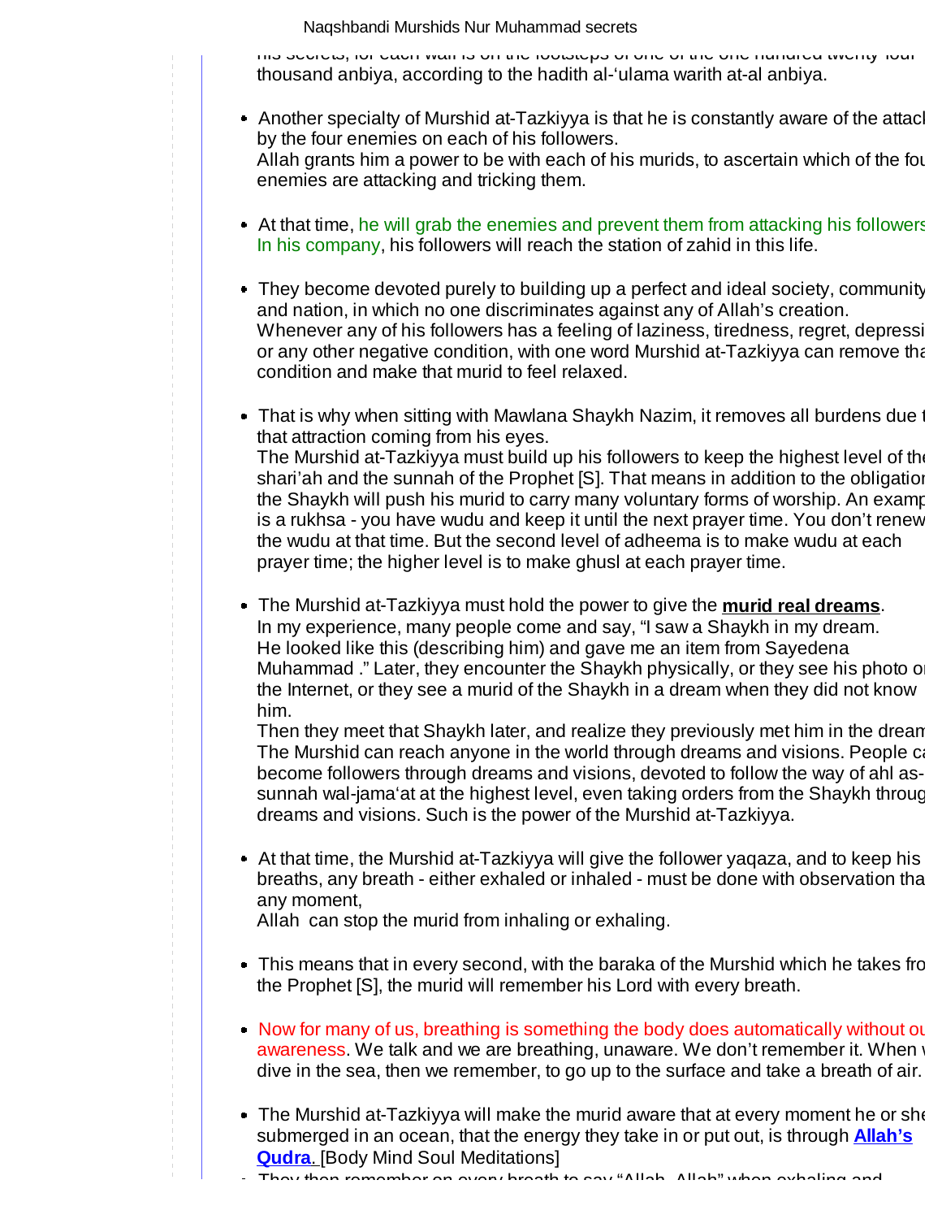his secrets, for each wali is on the footsteps of one of the one hundred twenty-four thousand anbiya, according to the hadith al-'ulama warith at-al anbiya.

- Another specialty of Murshid at-Tazkiyya is that he is constantly aware of the attacl by the four enemies on each of his followers.
  Allah grants him a power to be with each of his murids, to ascertain which of the fou enemies are attacking and tricking them.

- At that time, he will grab the enemies and prevent them from attacking his followers In his company, his followers will reach the station of zahid in this life.

- They become devoted purely to building up a perfect and ideal society, community and nation, in which no one discriminates against any of Allah's creation.
  Whenever any of his followers has a feeling of laziness, tiredness, regret, depressi or any other negative condition, with one word Murshid at-Tazkiyya can remove tha condition and make that murid to feel relaxed.

- That is why when sitting with Mawlana Shaykh Nazim, it removes all burdens due t that attraction coming from his eyes.
  The Murshid at-Tazkiyya must build up his followers to keep the highest level of the shari'ah and the sunnah of the Prophet [S]. That means in addition to the obligatior the Shaykh will push his murid to carry many voluntary forms of worship. An examp is a rukhsa - you have wudu and keep it until the next prayer time. You don't renew the wudu at that time. But the second level of adheema is to make wudu at each prayer time; the higher level is to make ghusl at each prayer time.

- The Murshid at-Tazkiyya must hold the power to give the **murid real dreams**.
  In my experience, many people come and say, "I saw a Shaykh in my dream. He looked like this (describing him) and gave me an item from Sayedena Muhammad ." Later, they encounter the Shaykh physically, or they see his photo or the Internet, or they see a murid of the Shaykh in a dream when they did not know him.
  Then they meet that Shaykh later, and realize they previously met him in the drean The Murshid can reach anyone in the world through dreams and visions. People ca become followers through dreams and visions, devoted to follow the way of ahl as-sunnah wal-jama'at at the highest level, even taking orders from the Shaykh throug dreams and visions. Such is the power of the Murshid at-Tazkiyya.

- At that time, the Murshid at-Tazkiyya will give the follower yaqaza, and to keep his breaths, any breath - either exhaled or inhaled - must be done with observation tha any moment,
  Allah can stop the murid from inhaling or exhaling.

- This means that in every second, with the baraka of the Murshid which he takes fro the Prophet [S], the murid will remember his Lord with every breath.

- Now for many of us, breathing is something the body does automatically without ou awareness. We talk and we are breathing, unaware. We don't remember it. When v dive in the sea, then we remember, to go up to the surface and take a breath of air.

- The Murshid at-Tazkiyya will make the murid aware that at every moment he or she submerged in an ocean, that the energy they take in or put out, is through **Allah's Qudra**. [Body Mind Soul Meditations]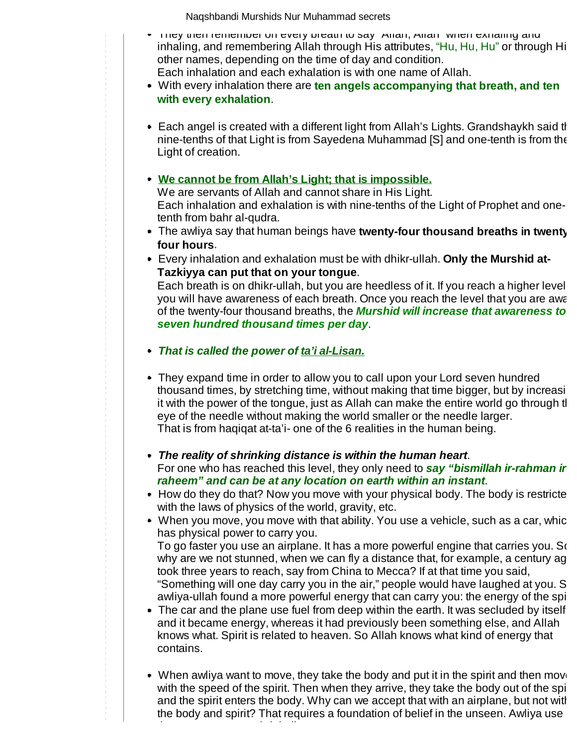- They then remember on every breath to say "Allah, Allah" when exhaling and inhaling, and remembering Allah through His attributes, "Hu, Hu, Hu" or through Hi other names, depending on the time of day and condition.
  Each inhalation and each exhalation is with one name of Allah.
- With every inhalation there are **ten angels accompanying that breath, and ten with every exhalation**.

- Each angel is created with a different light from Allah's Lights. Grandshaykh said th nine-tenths of that Light is from Sayedena Muhammad [S] and one-tenth is from the Light of creation.

- **We cannot be from Allah's Light; that is impossible.**
  We are servants of Allah and cannot share in His Light.
  Each inhalation and exhalation is with nine-tenths of the Light of Prophet and one-tenth from bahr al-qudra.
- The awliya say that human beings have **twenty-four thousand breaths in twenty four hours**.
- Every inhalation and exhalation must be with dhikr-ullah. **Only the Murshid at-Tazkiyya can put that on your tongue**.
  Each breath is on dhikr-ullah, but you are heedless of it. If you reach a higher level you will have awareness of each breath. Once you reach the level that you are awa of the twenty-four thousand breaths, the ***Murshid will increase that awareness to seven hundred thousand times per day***.

- ***That is called the power of ta'i al-Lisan.***

- They expand time in order to allow you to call upon your Lord seven hundred thousand times, by stretching time, without making that time bigger, but by increasi it with the power of the tongue, just as Allah can make the entire world go through th eye of the needle without making the world smaller or the needle larger.
  That is from haqiqat at-ta'i- one of the 6 realities in the human being.

- ***The reality of shrinking distance is within the human heart***.
  For one who has reached this level, they only need to ***say "bismillah ir-rahman ir raheem" and can be at any location on earth within an instant***.
- How do they do that? Now you move with your physical body. The body is restricte with the laws of physics of the world, gravity, etc.
- When you move, you move with that ability. You use a vehicle, such as a car, whic has physical power to carry you.
  To go faster you use an airplane. It has a more powerful engine that carries you. So why are we not stunned, when we can fly a distance that, for example, a century ag took three years to reach, say from China to Mecca? If at that time you said, "Something will one day carry you in the air," people would have laughed at you. S awliya-ullah found a more powerful energy that can carry you: the energy of the spi
- The car and the plane use fuel from deep within the earth. It was secluded by itself and it became energy, whereas it had previously been something else, and Allah knows what. Spirit is related to heaven. So Allah knows what kind of energy that contains.

- When awliya want to move, they take the body and put it in the spirit and then move with the speed of the spirit. Then when they arrive, they take the body out of the spi and the spirit enters the body. Why can we accept that with an airplane, but not with the body and spirit? That requires a foundation of belief in the unseen. Awliya use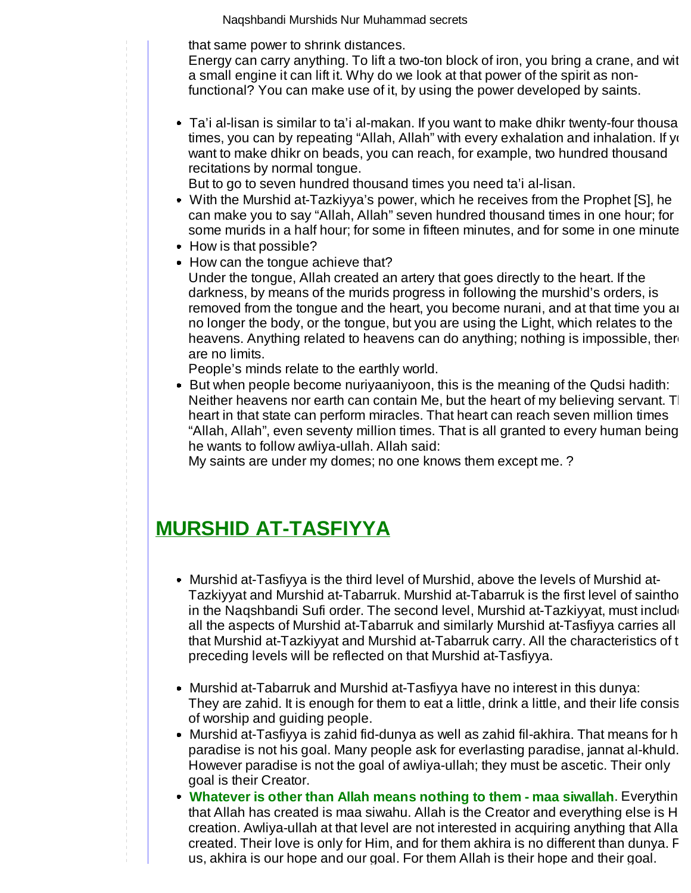that same power to shrink distances.
Energy can carry anything. To lift a two-ton block of iron, you bring a crane, and wit a small engine it can lift it. Why do we look at that power of the spirit as non-functional? You can make use of it, by using the power developed by saints.

- Ta'i al-lisan is similar to ta'i al-makan. If you want to make dhikr twenty-four thousa times, you can by repeating "Allah, Allah" with every exhalation and inhalation. If y want to make dhikr on beads, you can reach, for example, two hundred thousand recitations by normal tongue.
  But to go to seven hundred thousand times you need ta'i al-lisan.
- With the Murshid at-Tazkiyya's power, which he receives from the Prophet [S], he can make you to say "Allah, Allah" seven hundred thousand times in one hour; for some murids in a half hour; for some in fifteen minutes, and for some in one minute
- How is that possible?
- How can the tongue achieve that?
  Under the tongue, Allah created an artery that goes directly to the heart. If the darkness, by means of the murids progress in following the murshid's orders, is removed from the tongue and the heart, you become nurani, and at that time you a no longer the body, or the tongue, but you are using the Light, which relates to the heavens. Anything related to heavens can do anything; nothing is impossible, ther are no limits.
  People's minds relate to the earthly world.
- But when people become nuriyaaniyoon, this is the meaning of the Qudsi hadith: Neither heavens nor earth can contain Me, but the heart of my believing servant. T heart in that state can perform miracles. That heart can reach seven million times "Allah, Allah", even seventy million times. That is all granted to every human being he wants to follow awliya-ullah. Allah said:
  My saints are under my domes; no one knows them except me. ?

## MURSHID AT-TASFIYYA

- Murshid at-Tasfiyya is the third level of Murshid, above the levels of Murshid at-Tazkiyyat and Murshid at-Tabarruk. Murshid at-Tabarruk is the first level of saintho in the Naqshbandi Sufi order. The second level, Murshid at-Tazkiyyat, must includ all the aspects of Murshid at-Tabarruk and similarly Murshid at-Tasfiyya carries all that Murshid at-Tazkiyyat and Murshid at-Tabarruk carry. All the characteristics of t preceding levels will be reflected on that Murshid at-Tasfiyya.

- Murshid at-Tabarruk and Murshid at-Tasfiyya have no interest in this dunya: They are zahid. It is enough for them to eat a little, drink a little, and their life consis of worship and guiding people.
- Murshid at-Tasfiyya is zahid fid-dunya as well as zahid fil-akhira. That means for h paradise is not his goal. Many people ask for everlasting paradise, jannat al-khuld. However paradise is not the goal of awliya-ullah; they must be ascetic. Their only goal is their Creator.
- **Whatever is other than Allah means nothing to them - maa siwallah**. Everythin that Allah has created is maa siwahu. Allah is the Creator and everything else is H creation. Awliya-ullah at that level are not interested in acquiring anything that Alla created. Their love is only for Him, and for them akhira is no different than dunya. F us, akhira is our hope and our goal. For them Allah is their hope and their goal.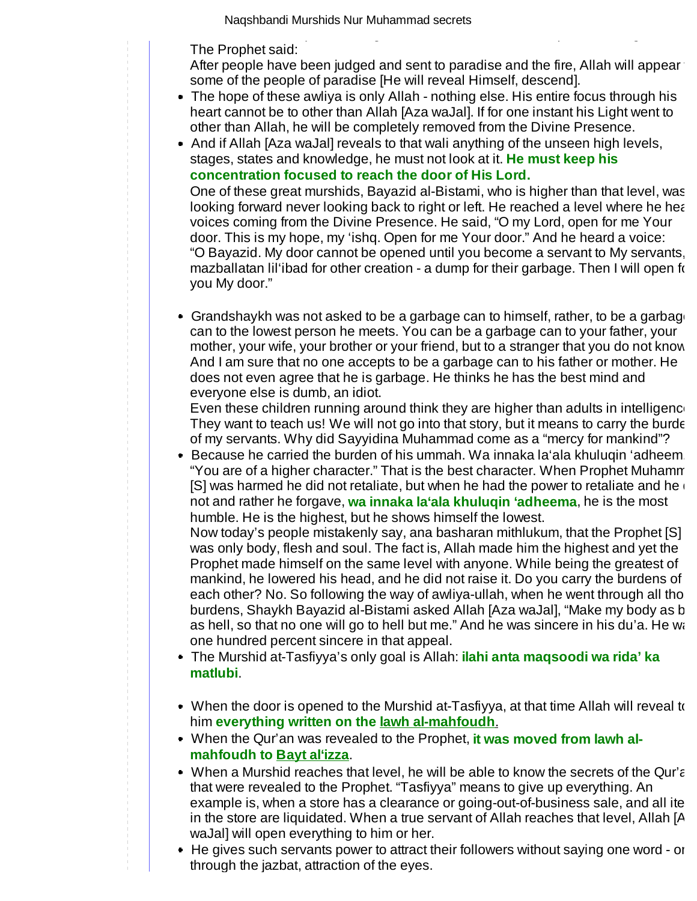The Prophet said:
After people have been judged and sent to paradise and the fire, Allah will appear to some of the people of paradise [He will reveal Himself, descend].

- The hope of these awliya is only Allah - nothing else. His entire focus through his heart cannot be to other than Allah [Aza waJal]. If for one instant his Light went to other than Allah, he will be completely removed from the Divine Presence.
- And if Allah [Aza waJal] reveals to that wali anything of the unseen high levels, stages, states and knowledge, he must not look at it. **He must keep his concentration focused to reach the door of His Lord.**
  One of these great murshids, Bayazid al-Bistami, who is higher than that level, was looking forward never looking back to right or left. He reached a level where he heard voices coming from the Divine Presence. He said, "O my Lord, open for me Your door. This is my hope, my 'ishq. Open for me Your door." And he heard a voice: "O Bayazid. My door cannot be opened until you become a servant to My servants, mazballatan lil'ibad for other creation - a dump for their garbage. Then I will open for you My door."

- Grandshaykh was not asked to be a garbage can to himself, rather, to be a garbage can to the lowest person he meets. You can be a garbage can to your father, your mother, your wife, your brother or your friend, but to a stranger that you do not know. And I am sure that no one accepts to be a garbage can to his father or mother. He does not even agree that he is garbage. He thinks he has the best mind and everyone else is dumb, an idiot.
  Even these children running around think they are higher than adults in intelligence. They want to teach us! We will not go into that story, but it means to carry the burden of my servants. Why did Sayyidina Muhammad come as a "mercy for mankind"?
- Because he carried the burden of his ummah. Wa innaka la'ala khuluqin 'adheem. "You are of a higher character." That is the best character. When Prophet Muhammad [S] was harmed he did not retaliate, but when he had the power to retaliate and he did not and rather he forgave, **wa innaka la'ala khuluqin 'adheema**, he is the most humble. He is the highest, but he shows himself the lowest.
  Now today's people mistakenly say, ana basharan mithlukum, that the Prophet [S] was only body, flesh and soul. The fact is, Allah made him the highest and yet the Prophet made himself on the same level with anyone. While being the greatest of mankind, he lowered his head, and he did not raise it. Do you carry the burdens of each other? No. So following the way of awliya-ullah, when he went through all those burdens, Shaykh Bayazid al-Bistami asked Allah [Aza waJal], "Make my body as big as hell, so that no one will go to hell but me." And he was sincere in his du'a. He was one hundred percent sincere in that appeal.
- The Murshid at-Tasfiyya's only goal is Allah: **ilahi anta maqsoodi wa rida' ka matlubi**.

- When the door is opened to the Murshid at-Tasfiyya, at that time Allah will reveal to him **everything written on the lawh al-mahfoudh**.
- When the Qur'an was revealed to the Prophet, **it was moved from lawh al-mahfoudh to Bayt al'izza**.
- When a Murshid reaches that level, he will be able to know the secrets of the Qur'an that were revealed to the Prophet. "Tasfiyya" means to give up everything. An example is, when a store has a clearance or going-out-of-business sale, and all items in the store are liquidated. When a true servant of Allah reaches that level, Allah [Aza waJal] will open everything to him or her.
- He gives such servants power to attract their followers without saying one word - only through the jazbat, attraction of the eyes.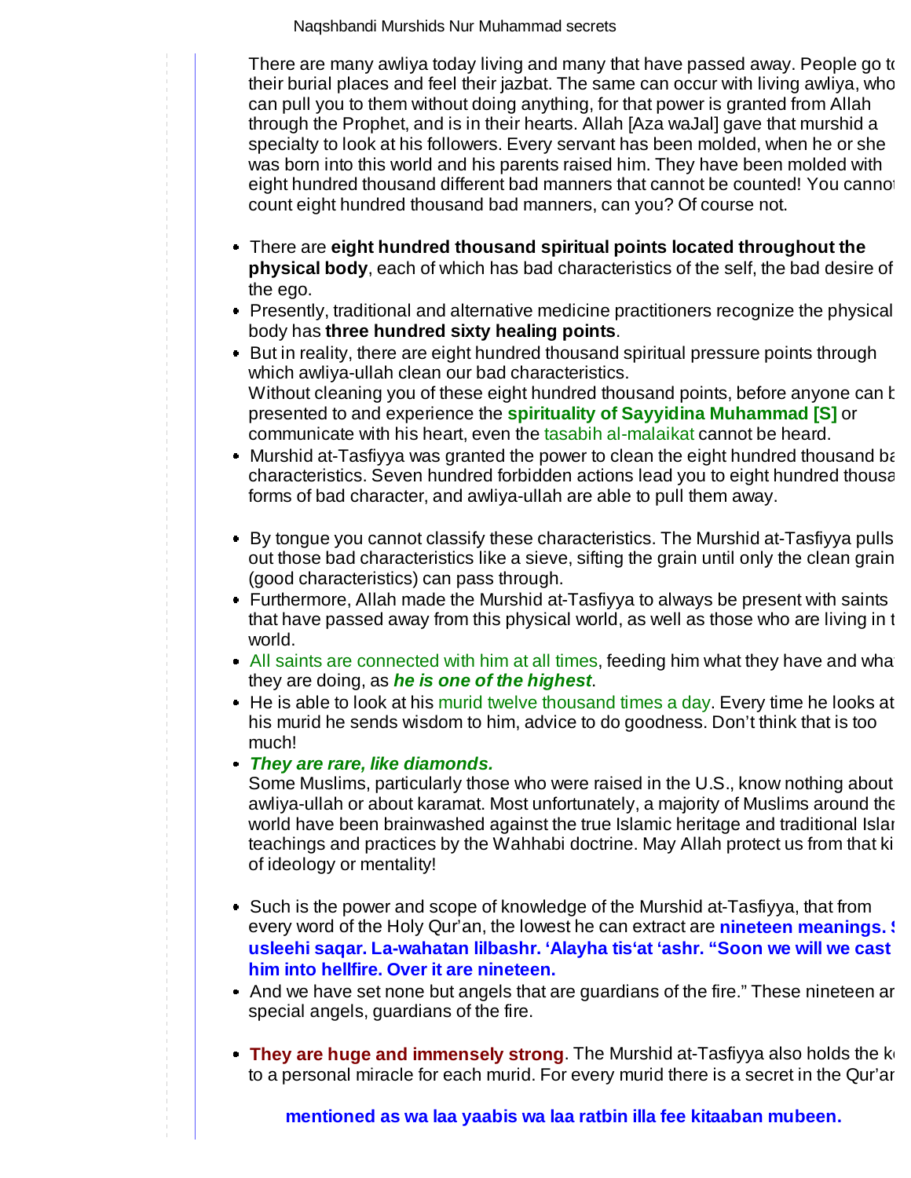There are many awliya today living and many that have passed away. People go to their burial places and feel their jazbat. The same can occur with living awliya, who can pull you to them without doing anything, for that power is granted from Allah through the Prophet, and is in their hearts. Allah [Aza waJal] gave that murshid a specialty to look at his followers. Every servant has been molded, when he or she was born into this world and his parents raised him. They have been molded with eight hundred thousand different bad manners that cannot be counted! You cannot count eight hundred thousand bad manners, can you? Of course not.

- There are **eight hundred thousand spiritual points located throughout the physical body**, each of which has bad characteristics of the self, the bad desire of the ego.
- Presently, traditional and alternative medicine practitioners recognize the physical body has **three hundred sixty healing points**.
- But in reality, there are eight hundred thousand spiritual pressure points through which awliya-ullah clean our bad characteristics.
  Without cleaning you of these eight hundred thousand points, before anyone can b presented to and experience the **spirituality of Sayyidina Muhammad [S]** or communicate with his heart, even the tasabih al-malaikat cannot be heard.
- Murshid at-Tasfiyya was granted the power to clean the eight hundred thousand ba characteristics. Seven hundred forbidden actions lead you to eight hundred thousa forms of bad character, and awliya-ullah are able to pull them away.

- By tongue you cannot classify these characteristics. The Murshid at-Tasfiyya pulls out those bad characteristics like a sieve, sifting the grain until only the clean grain (good characteristics) can pass through.
- Furthermore, Allah made the Murshid at-Tasfiyya to always be present with saints that have passed away from this physical world, as well as those who are living in t world.
- All saints are connected with him at all times, feeding him what they have and wha they are doing, as ***he is one of the highest***.
- He is able to look at his murid twelve thousand times a day. Every time he looks at his murid he sends wisdom to him, advice to do goodness. Don’t think that is too much!
- ***They are rare, like diamonds.***
  Some Muslims, particularly those who were raised in the U.S., know nothing about awliya-ullah or about karamat. Most unfortunately, a majority of Muslims around the world have been brainwashed against the true Islamic heritage and traditional Islan teachings and practices by the Wahhabi doctrine. May Allah protect us from that ki of ideology or mentality!

- Such is the power and scope of knowledge of the Murshid at-Tasfiyya, that from every word of the Holy Qur’an, the lowest he can extract are **nineteen meanings. S usleehi saqar. La-wahatan lilbashr. ‘Alayha tis‘at ‘ashr. “Soon we will we cast him into hellfire. Over it are nineteen.**
- And we have set none but angels that are guardians of the fire.” These nineteen ar special angels, guardians of the fire.

- **They are huge and immensely strong**. The Murshid at-Tasfiyya also holds the ke to a personal miracle for each murid. For every murid there is a secret in the Qur’ar

**mentioned as wa laa yaabis wa laa ratbin illa fee kitaaban mubeen.**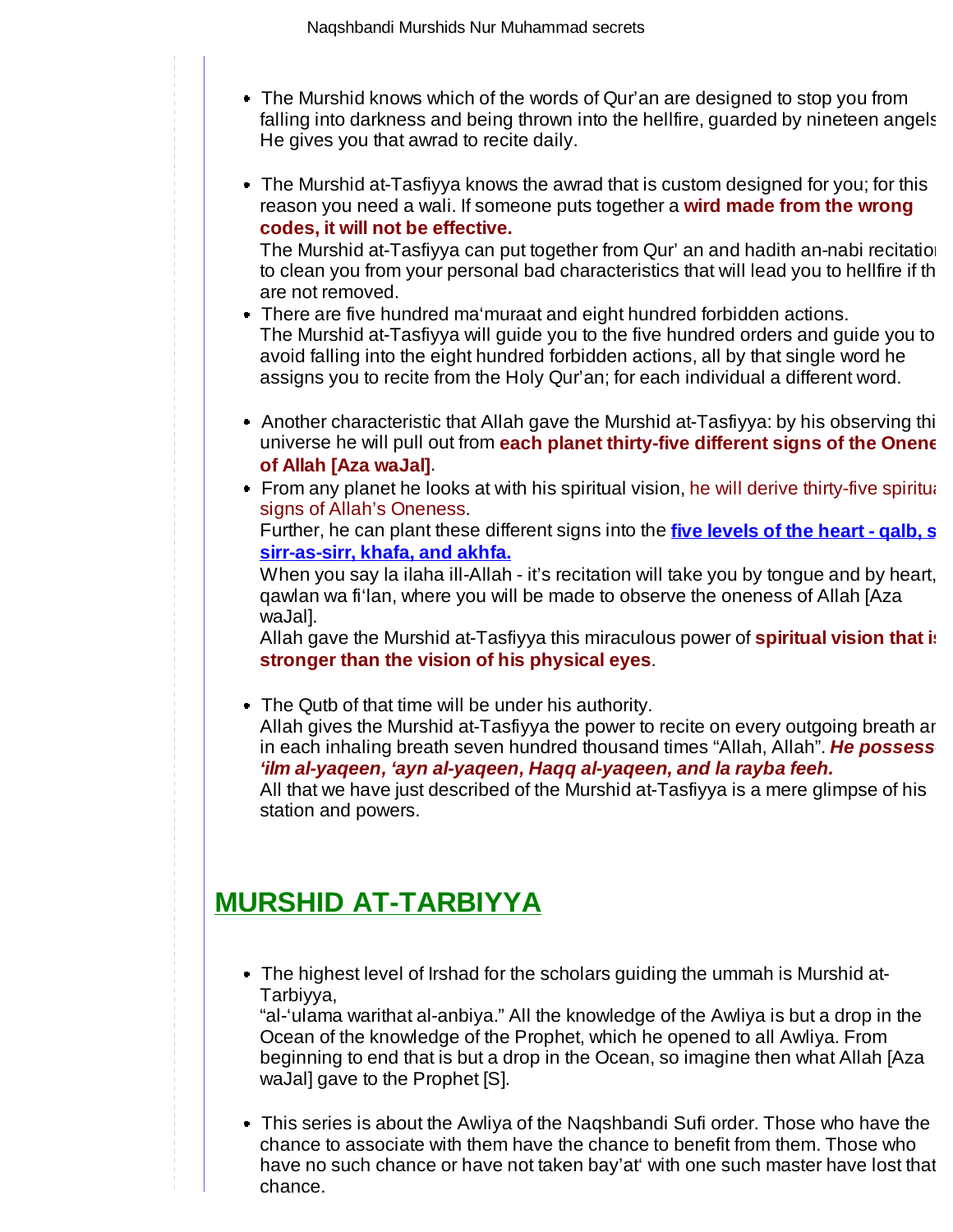- The Murshid knows which of the words of Qur'an are designed to stop you from falling into darkness and being thrown into the hellfire, guarded by nineteen angels. He gives you that awrad to recite daily.

- The Murshid at-Tasfiyya knows the awrad that is custom designed for you; for this reason you need a wali. If someone puts together a **wird made from the wrong codes, it will not be effective.**
  The Murshid at-Tasfiyya can put together from Qur' an and hadith an-nabi recitation to clean you from your personal bad characteristics that will lead you to hellfire if th are not removed.
- There are five hundred ma'muraat and eight hundred forbidden actions.
  The Murshid at-Tasfiyya will guide you to the five hundred orders and guide you to avoid falling into the eight hundred forbidden actions, all by that single word he assigns you to recite from the Holy Qur'an; for each individual a different word.

- Another characteristic that Allah gave the Murshid at-Tasfiyya: by his observing thi universe he will pull out from **each planet thirty-five different signs of the Onene of Allah [Aza waJal]**.
- From any planet he looks at with his spiritual vision, he will derive thirty-five spiritu signs of Allah's Oneness.
  Further, he can plant these different signs into the **five levels of the heart - qalb, s sirr-as-sirr, khafa, and akhfa.**
  When you say la ilaha ill-Allah - it's recitation will take you by tongue and by heart, qawlan wa fi'lan, where you will be made to observe the oneness of Allah [Aza waJal].
  Allah gave the Murshid at-Tasfiyya this miraculous power of **spiritual vision that is stronger than the vision of his physical eyes**.

- The Qutb of that time will be under his authority.
  Allah gives the Murshid at-Tasfiyya the power to recite on every outgoing breath ar in each inhaling breath seven hundred thousand times "Allah, Allah". ***He possess 'ilm al-yaqeen, 'ayn al-yaqeen, Haqq al-yaqeen, and la rayba feeh.***
  All that we have just described of the Murshid at-Tasfiyya is a mere glimpse of his station and powers.

## MURSHID AT-TARBIYYA

- The highest level of Irshad for the scholars guiding the ummah is Murshid at-Tarbiyya,
  "al-'ulama warithat al-anbiya." All the knowledge of the Awliya is but a drop in the Ocean of the knowledge of the Prophet, which he opened to all Awliya. From beginning to end that is but a drop in the Ocean, so imagine then what Allah [Aza waJal] gave to the Prophet [S].

- This series is about the Awliya of the Naqshbandi Sufi order. Those who have the chance to associate with them have the chance to benefit from them. Those who have no such chance or have not taken bay'at' with one such master have lost that chance.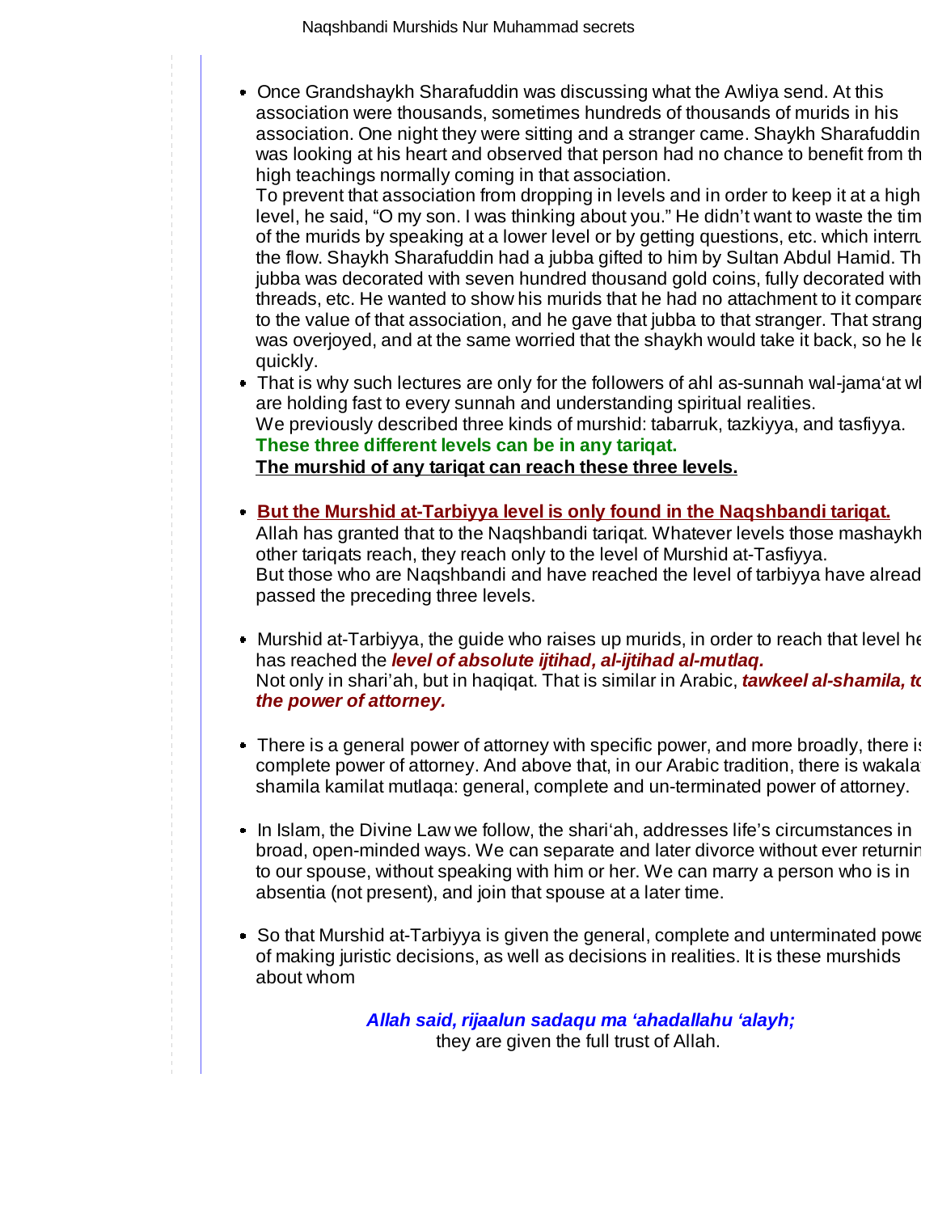- Once Grandshaykh Sharafuddin was discussing what the Awliya send. At this association were thousands, sometimes hundreds of thousands of murids in his association. One night they were sitting and a stranger came. Shaykh Sharafuddin was looking at his heart and observed that person had no chance to benefit from th high teachings normally coming in that association.
  To prevent that association from dropping in levels and in order to keep it at a high level, he said, "O my son. I was thinking about you." He didn't want to waste the tim of the murids by speaking at a lower level or by getting questions, etc. which interru the flow. Shaykh Sharafuddin had a jubba gifted to him by Sultan Abdul Hamid. Th jubba was decorated with seven hundred thousand gold coins, fully decorated with threads, etc. He wanted to show his murids that he had no attachment to it compare to the value of that association, and he gave that jubba to that stranger. That strang was overjoyed, and at the same worried that the shaykh would take it back, so he le quickly.
- That is why such lectures are only for the followers of ahl as-sunnah wal-jama'at wl are holding fast to every sunnah and understanding spiritual realities.
  We previously described three kinds of murshid: tabarruk, tazkiyya, and tasfiyya.
  **These three different levels can be in any tariqat.**
  **The murshid of any tariqat can reach these three levels.**

- **But the Murshid at-Tarbiyya level is only found in the Naqshbandi tariqat.**
  Allah has granted that to the Naqshbandi tariqat. Whatever levels those mashaykh other tariqats reach, they reach only to the level of Murshid at-Tasfiyya.
  But those who are Naqshbandi and have reached the level of tarbiyya have alread passed the preceding three levels.

- Murshid at-Tarbiyya, the guide who raises up murids, in order to reach that level he has reached the ***level of absolute ijtihad, al-ijtihad al-mutlaq.***
  Not only in shari'ah, but in haqiqat. That is similar in Arabic, ***tawkeel al-shamila, to the power of attorney.***

- There is a general power of attorney with specific power, and more broadly, there is complete power of attorney. And above that, in our Arabic tradition, there is wakala shamila kamilat mutlaqa: general, complete and un-terminated power of attorney.

- In Islam, the Divine Law we follow, the shari'ah, addresses life's circumstances in broad, open-minded ways. We can separate and later divorce without ever returnin to our spouse, without speaking with him or her. We can marry a person who is in absentia (not present), and join that spouse at a later time.

- So that Murshid at-Tarbiyya is given the general, complete and unterminated powe of making juristic decisions, as well as decisions in realities. It is these murshids about whom

***Allah said, rijaalun sadaqu ma 'ahadallahu 'alayh;***
they are given the full trust of Allah.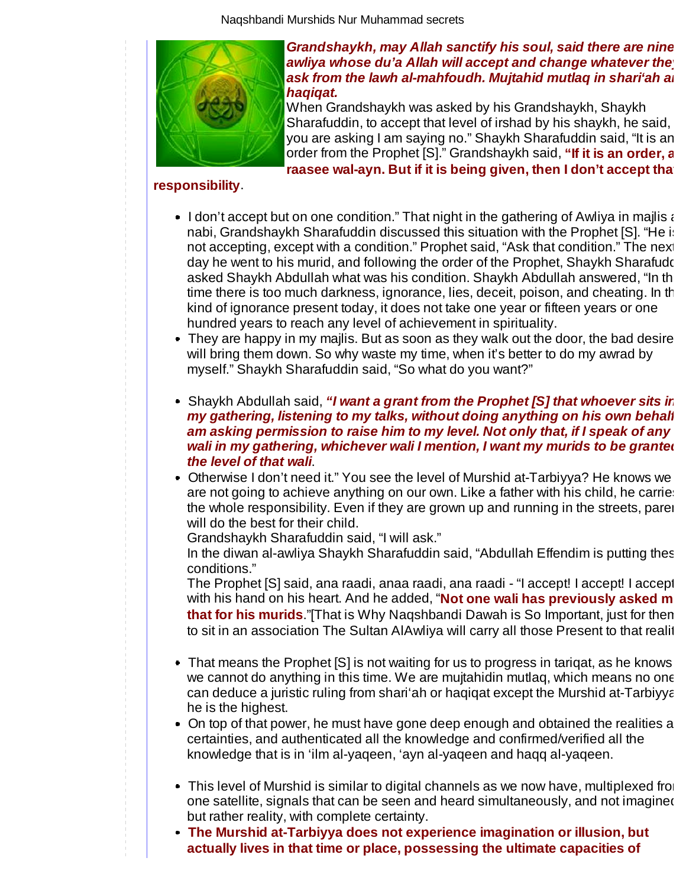***Grandshaykh, may Allah sanctify his soul, said there are nine awliya whose du'a Allah will accept and change whatever they ask from the lawh al-mahfoudh. Mujtahid mutlaq in shari'ah a haqiqat.***

When Grandshaykh was asked by his Grandshaykh, Shaykh Sharafuddin, to accept that level of irshad by his shaykh, he said, you are asking I am saying no." Shaykh Sharafuddin said, "It is an order from the Prophet [S]." Grandshaykh said, **"If it is an order, a raasee wal-ayn. But if it is being given, then I don't accept tha responsibility**.

- I don't accept but on one condition." That night in the gathering of Awliya in majlis a nabi, Grandshaykh Sharafuddin discussed this situation with the Prophet [S]. "He is not accepting, except with a condition." Prophet said, "Ask that condition." The next day he went to his murid, and following the order of the Prophet, Shaykh Sharafudd asked Shaykh Abdullah what was his condition. Shaykh Abdullah answered, "In th time there is too much darkness, ignorance, lies, deceit, poison, and cheating. In th kind of ignorance present today, it does not take one year or fifteen years or one hundred years to reach any level of achievement in spirituality.
- They are happy in my majlis. But as soon as they walk out the door, the bad desire will bring them down. So why waste my time, when it's better to do my awrad by myself." Shaykh Sharafuddin said, "So what do you want?"
- Shaykh Abdullah said, ***"I want a grant from the Prophet [S] that whoever sits in my gathering, listening to my talks, without doing anything on his own behalf am asking permission to raise him to my level. Not only that, if I speak of any wali in my gathering, whichever wali I mention, I want my murids to be granted the level of that wali***.
- Otherwise I don't need it." You see the level of Murshid at-Tarbiyya? He knows we are not going to achieve anything on our own. Like a father with his child, he carries the whole responsibility. Even if they are grown up and running in the streets, paren will do the best for their child.
  Grandshaykh Sharafuddin said, "I will ask."
  In the diwan al-awliya Shaykh Sharafuddin said, "Abdullah Effendim is putting thes conditions."
  The Prophet [S] said, ana raadi, anaa raadi, ana raadi - "I accept! I accept! I accept with his hand on his heart. And he added, "**Not one wali has previously asked m that for his murids**."[That is Why Naqshbandi Dawah is So Important, just for them to sit in an association The Sultan AlAwliya will carry all those Present to that realit
- That means the Prophet [S] is not waiting for us to progress in tariqat, as he knows we cannot do anything in this time. We are mujtahidin mutlaq, which means no one can deduce a juristic ruling from shari'ah or haqiqat except the Murshid at-Tarbiyya he is the highest.
- On top of that power, he must have gone deep enough and obtained the realities a certainties, and authenticated all the knowledge and confirmed/verified all the knowledge that is in 'ilm al-yaqeen, 'ayn al-yaqeen and haqq al-yaqeen.
- This level of Murshid is similar to digital channels as we now have, multiplexed fro one satellite, signals that can be seen and heard simultaneously, and not imagined but rather reality, with complete certainty.
- **The Murshid at-Tarbiyya does not experience imagination or illusion, but actually lives in that time or place, possessing the ultimate capacities of**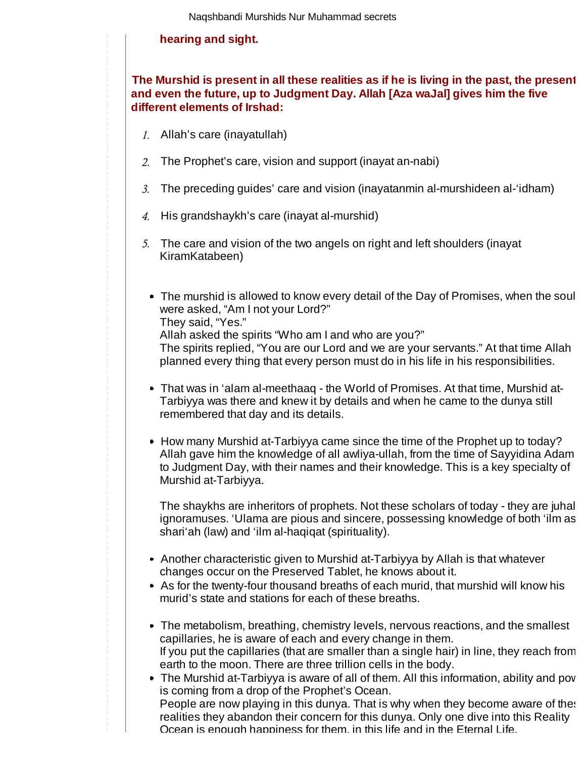**hearing and sight.**

**The Murshid is present in all these realities as if he is living in the past, the present and even the future, up to Judgment Day. Allah [Aza waJal] gives him the five different elements of Irshad:**

1. Allah's care (inayatullah)
2. The Prophet's care, vision and support (inayat an-nabi)
3. The preceding guides' care and vision (inayatanmin al-murshideen al-'idham)
4. His grandshaykh's care (inayat al-murshid)
5. The care and vision of the two angels on right and left shoulders (inayat KiramKatabeen)

- The murshid is allowed to know every detail of the Day of Promises, when the soul were asked, "Am I not your Lord?"
  They said, "Yes."
  Allah asked the spirits "Who am I and who are you?"
  The spirits replied, "You are our Lord and we are your servants." At that time Allah planned every thing that every person must do in his life in his responsibilities.

- That was in 'alam al-meethaaq - the World of Promises. At that time, Murshid at-Tarbiyya was there and knew it by details and when he came to the dunya still remembered that day and its details.

- How many Murshid at-Tarbiyya came since the time of the Prophet up to today? Allah gave him the knowledge of all awliya-ullah, from the time of Sayyidina Adam to Judgment Day, with their names and their knowledge. This is a key specialty of Murshid at-Tarbiyya.

  The shaykhs are inheritors of prophets. Not these scholars of today - they are juhal ignoramuses. 'Ulama are pious and sincere, possessing knowledge of both 'ilm as shari'ah (law) and 'ilm al-haqiqat (spirituality).

- Another characteristic given to Murshid at-Tarbiyya by Allah is that whatever changes occur on the Preserved Tablet, he knows about it.
- As for the twenty-four thousand breaths of each murid, that murshid will know his murid's state and stations for each of these breaths.

- The metabolism, breathing, chemistry levels, nervous reactions, and the smallest capillaries, he is aware of each and every change in them.
  If you put the capillaries (that are smaller than a single hair) in line, they reach from earth to the moon. There are three trillion cells in the body.
- The Murshid at-Tarbiyya is aware of all of them. All this information, ability and pow is coming from a drop of the Prophet's Ocean.
  People are now playing in this dunya. That is why when they become aware of thes realities they abandon their concern for this dunya. Only one dive into this Reality Ocean is enough happiness for them, in this life and in the Eternal Life.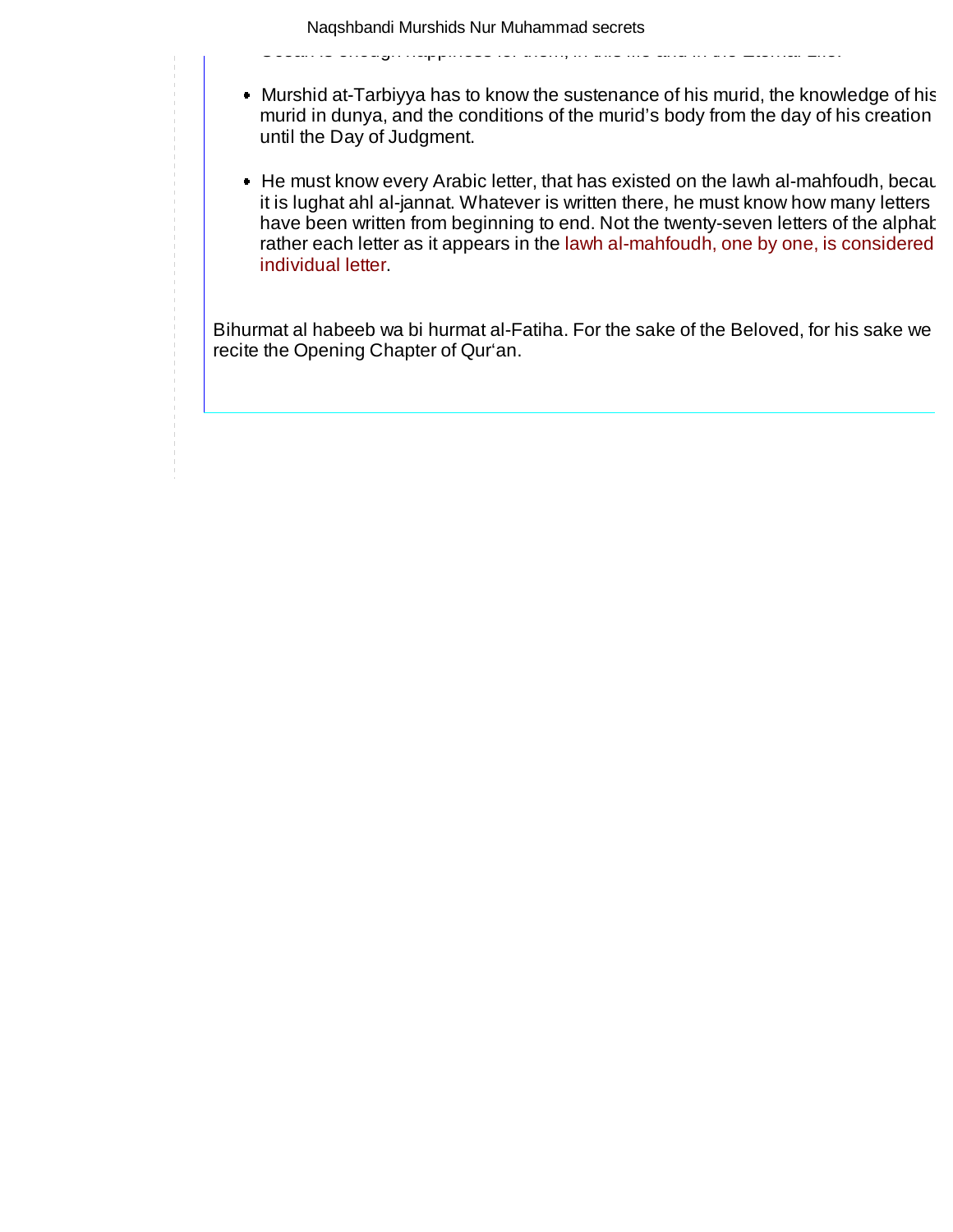Sheikh is enough happiness for them, in this life and in the Eternal Life.

- Murshid at-Tarbiyya has to know the sustenance of his murid, the knowledge of his murid in dunya, and the conditions of the murid's body from the day of his creation until the Day of Judgment.

- He must know every Arabic letter, that has existed on the lawh al-mahfoudh, becau it is lughat ahl al-jannat. Whatever is written there, he must know how many letters have been written from beginning to end. Not the twenty-seven letters of the alphab rather each letter as it appears in the lawh al-mahfoudh, one by one, is considered individual letter.

Bihurmat al habeeb wa bi hurmat al-Fatiha. For the sake of the Beloved, for his sake we recite the Opening Chapter of Qur'an.